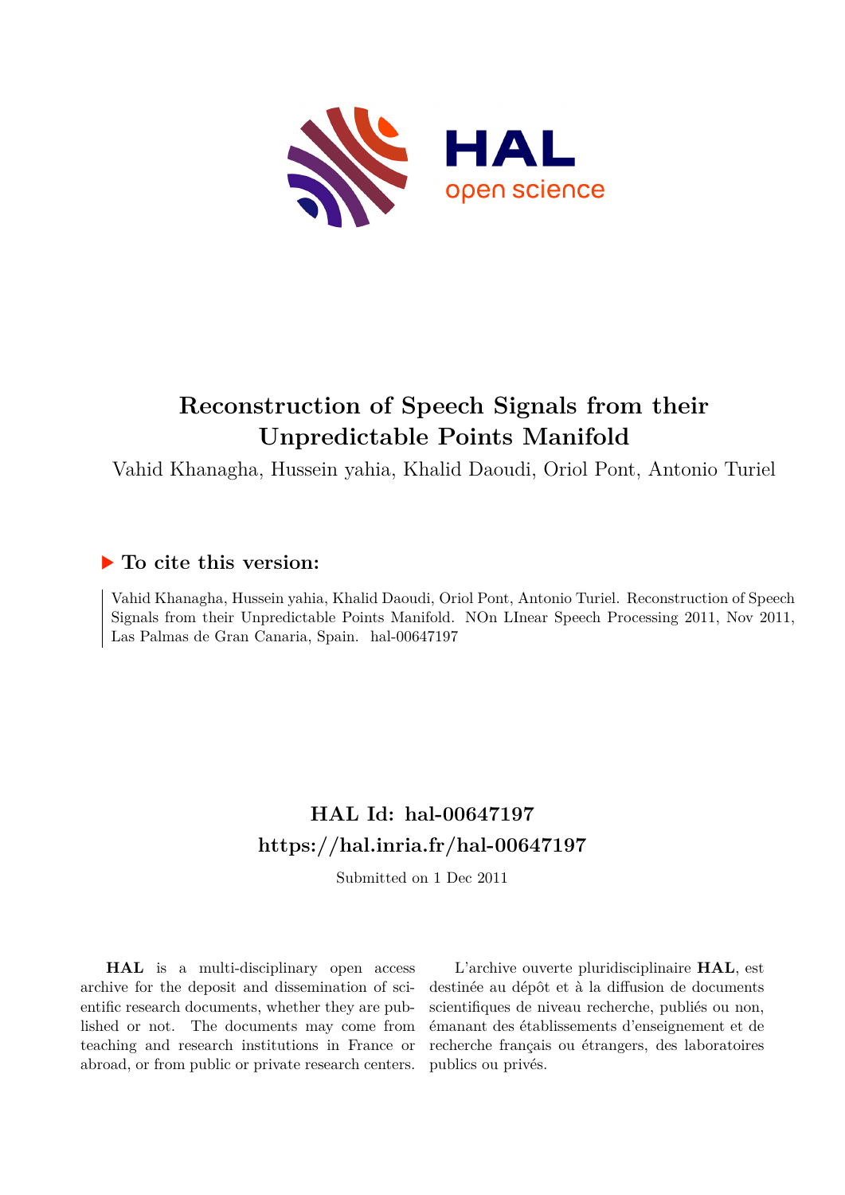# Reconstruction of Speech Signals from their Unpredictable Points Manifold

Vahid Khanagha, Hussein yahia, Khalid Daoudi, Oriol Pont, Antonio Turiel

## ▶ To cite this version:

Vahid Khanagha, Hussein yahia, Khalid Daoudi, Oriol Pont, Antonio Turiel. Reconstruction of Speech Signals from their Unpredictable Points Manifold. NOn LInear Speech Processing 2011, Nov 2011, Las Palmas de Gran Canaria, Spain. hal-00647197

## HAL Id: hal-00647197
## https://hal.inria.fr/hal-00647197

Submitted on 1 Dec 2011

**HAL** is a multi-disciplinary open access archive for the deposit and dissemination of scientific research documents, whether they are published or not. The documents may come from teaching and research institutions in France or abroad, or from public or private research centers.

L'archive ouverte pluridisciplinaire **HAL**, est destinée au dépôt et à la diffusion de documents scientifiques de niveau recherche, publiés ou non, émanant des établissements d'enseignement et de recherche français ou étrangers, des laboratoires publics ou privés.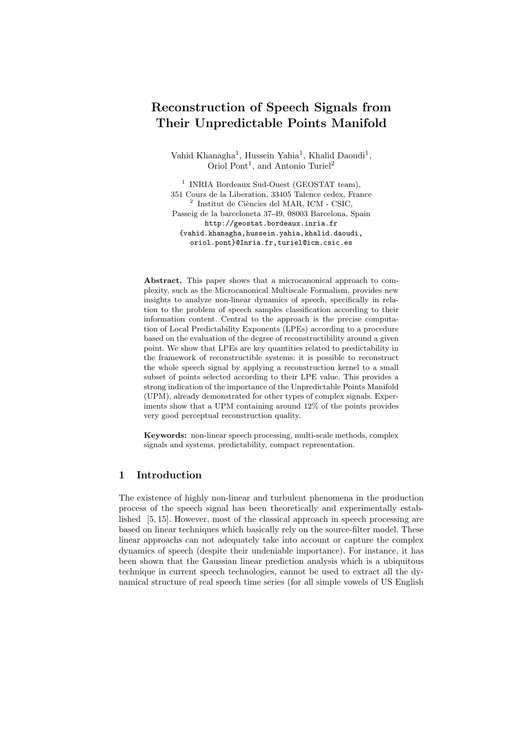# Reconstruction of Speech Signals from Their Unpredictable Points Manifold

Vahid Khanagha[1], Hussein Yahia[1], Khalid Daoudi[1], Oriol Pont[1], and Antonio Turiel[2]

[1] INRIA Bordeaux Sud-Ouest (GEOSTAT team), 351 Cours de la Liberation, 33405 Talence cedex, France
[2] Institut de Ciències del MAR, ICM - CSIC, Passeig de la barceloneta 37-49, 08003 Barcelona, Spain
http://geostat.bordeaux.inria.fr
{vahid.khanagha,hussein.yahia,khalid.daoudi, oriol.pont}@Inria.fr,turiel@icm.csic.es

**Abstract.** This paper shows that a microcanonical approach to complexity, such as the Microcanonical Multiscale Formalism, provides new insights to analyze non-linear dynamics of speech, specifically in relation to the problem of speech samples classification according to their information content. Central to the approach is the precise computation of Local Predictability Exponents (LPEs) according to a procedure based on the evaluation of the degree of reconstructibility around a given point. We show that LPEs are key quantities related to predictability in the framework of reconstructible systems: it is possible to reconstruct the whole speech signal by applying a reconstruction kernel to a small subset of points selected according to their LPE value. This provides a strong indication of the importance of the Unpredictable Points Manifold (UPM), already demonstrated for other types of complex signals. Experiments show that a UPM containing around 12% of the points provides very good perceptual reconstruction quality.

**Keywords:** non-linear speech processing, multi-scale methods, complex signals and systems, predictability, compact representation.

## 1 Introduction

The existence of highly non-linear and turbulent phenomena in the production process of the speech signal has been theoretically and experimentally established [5, 15]. However, most of the classical approach in speech processing are based on linear techniques which basically rely on the source-filter model. These linear approachs can not adequately take into account or capture the complex dynamics of speech (despite their undeniable importance). For instance, it has been shown that the Gaussian linear prediction analysis which is a ubiquitous technique in current speech technologies, cannot be used to extract all the dynamical structure of real speech time series (for all simple vowels of US English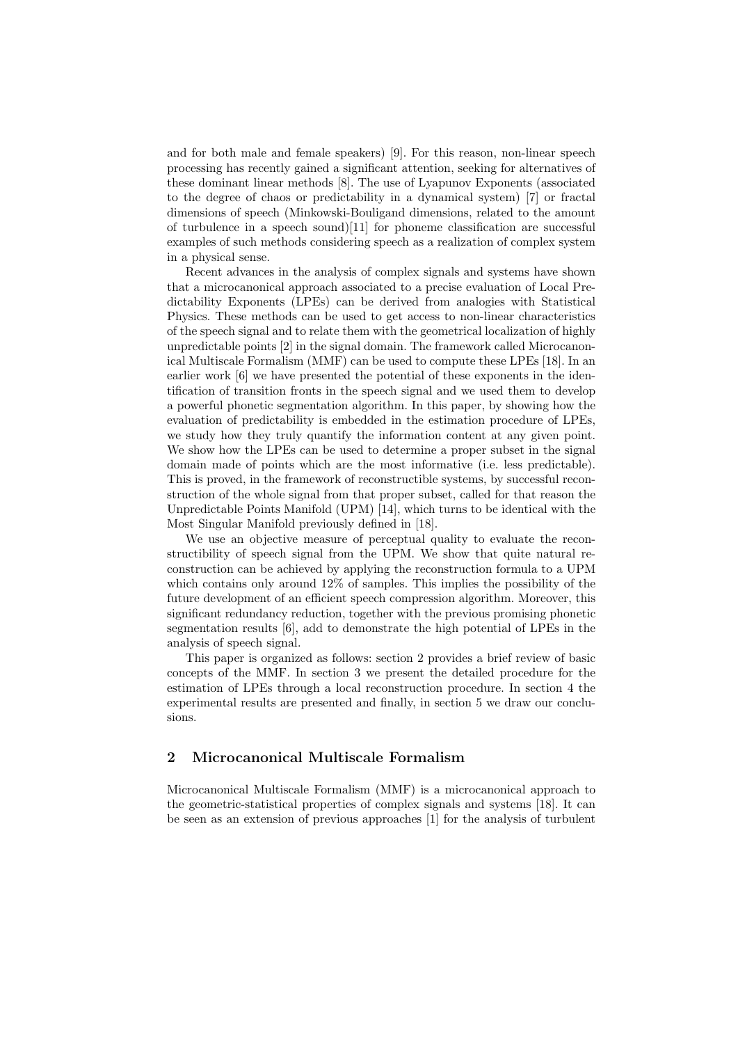and for both male and female speakers) [9]. For this reason, non-linear speech processing has recently gained a significant attention, seeking for alternatives of these dominant linear methods [8]. The use of Lyapunov Exponents (associated to the degree of chaos or predictability in a dynamical system) [7] or fractal dimensions of speech (Minkowski-Bouligand dimensions, related to the amount of turbulence in a speech sound)[11] for phoneme classification are successful examples of such methods considering speech as a realization of complex system in a physical sense.

Recent advances in the analysis of complex signals and systems have shown that a microcanonical approach associated to a precise evaluation of Local Predictability Exponents (LPEs) can be derived from analogies with Statistical Physics. These methods can be used to get access to non-linear characteristics of the speech signal and to relate them with the geometrical localization of highly unpredictable points [2] in the signal domain. The framework called Microcanonical Multiscale Formalism (MMF) can be used to compute these LPEs [18]. In an earlier work [6] we have presented the potential of these exponents in the identification of transition fronts in the speech signal and we used them to develop a powerful phonetic segmentation algorithm. In this paper, by showing how the evaluation of predictability is embedded in the estimation procedure of LPEs, we study how they truly quantify the information content at any given point. We show how the LPEs can be used to determine a proper subset in the signal domain made of points which are the most informative (i.e. less predictable). This is proved, in the framework of reconstructible systems, by successful reconstruction of the whole signal from that proper subset, called for that reason the Unpredictable Points Manifold (UPM) [14], which turns to be identical with the Most Singular Manifold previously defined in [18].

We use an objective measure of perceptual quality to evaluate the reconstructibility of speech signal from the UPM. We show that quite natural reconstruction can be achieved by applying the reconstruction formula to a UPM which contains only around 12% of samples. This implies the possibility of the future development of an efficient speech compression algorithm. Moreover, this significant redundancy reduction, together with the previous promising phonetic segmentation results [6], add to demonstrate the high potential of LPEs in the analysis of speech signal.

This paper is organized as follows: section 2 provides a brief review of basic concepts of the MMF. In section 3 we present the detailed procedure for the estimation of LPEs through a local reconstruction procedure. In section 4 the experimental results are presented and finally, in section 5 we draw our conclusions.

## 2 Microcanonical Multiscale Formalism

Microcanonical Multiscale Formalism (MMF) is a microcanonical approach to the geometric-statistical properties of complex signals and systems [18]. It can be seen as an extension of previous approaches [1] for the analysis of turbulent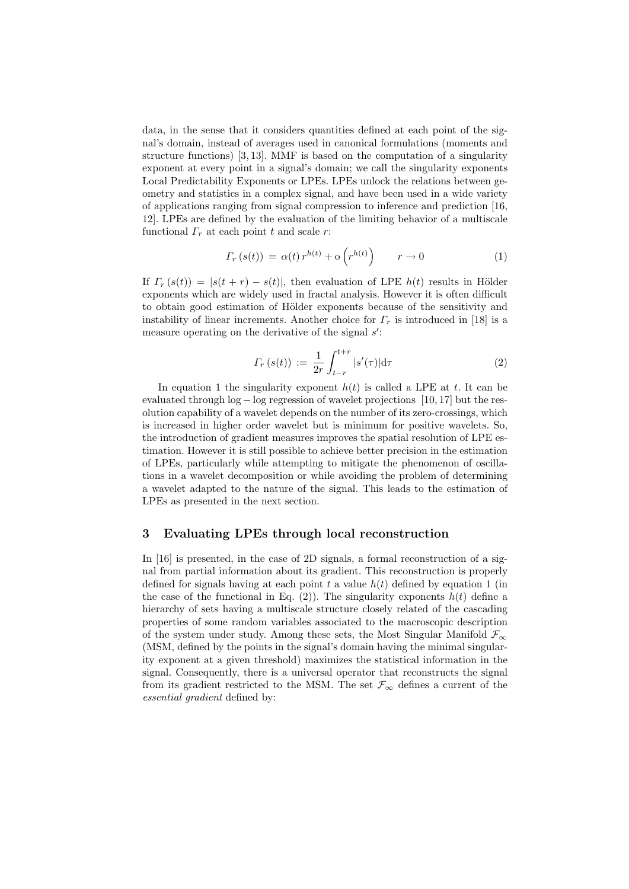data, in the sense that it considers quantities defined at each point of the signal's domain, instead of averages used in canonical formulations (moments and structure functions) [3, 13]. MMF is based on the computation of a singularity exponent at every point in a signal's domain; we call the singularity exponents Local Predictability Exponents or LPEs. LPEs unlock the relations between geometry and statistics in a complex signal, and have been used in a wide variety of applications ranging from signal compression to inference and prediction [16, 12]. LPEs are defined by the evaluation of the limiting behavior of a multiscale functional $\Gamma_r$ at each point $t$ and scale $r$:

$$\Gamma_r\,(s(t)) \,=\, \alpha(t)\, r^{h(t)} + \mathrm{o}\left(r^{h(t)}\right) \qquad r \to 0 \tag{1}$$

If $\Gamma_r\,(s(t)) \,=\, |s(t+r) - s(t)|$, then evaluation of LPE $h(t)$ results in Hölder exponents which are widely used in fractal analysis. However it is often difficult to obtain good estimation of Hölder exponents because of the sensitivity and instability of linear increments. Another choice for $\Gamma_r$ is introduced in [18] is a measure operating on the derivative of the signal $s'$:

$$\Gamma_r\,(s(t)) \,:=\, \frac{1}{2r}\int_{t-r}^{t+r} |s'(\tau)| \mathrm{d}\tau \tag{2}$$

In equation 1 the singularity exponent $h(t)$ is called a LPE at $t$. It can be evaluated through $\log-\log$ regression of wavelet projections [10, 17] but the resolution capability of a wavelet depends on the number of its zero-crossings, which is increased in higher order wavelet but is minimum for positive wavelets. So, the introduction of gradient measures improves the spatial resolution of LPE estimation. However it is still possible to achieve better precision in the estimation of LPEs, particularly while attempting to mitigate the phenomenon of oscillations in a wavelet decomposition or while avoiding the problem of determining a wavelet adapted to the nature of the signal. This leads to the estimation of LPEs as presented in the next section.

## 3 Evaluating LPEs through local reconstruction

In [16] is presented, in the case of 2D signals, a formal reconstruction of a signal from partial information about its gradient. This reconstruction is properly defined for signals having at each point $t$ a value $h(t)$ defined by equation 1 (in the case of the functional in Eq. (2)). The singularity exponents $h(t)$ define a hierarchy of sets having a multiscale structure closely related of the cascading properties of some random variables associated to the macroscopic description of the system under study. Among these sets, the Most Singular Manifold $\mathcal{F}_\infty$ (MSM, defined by the points in the signal's domain having the minimal singularity exponent at a given threshold) maximizes the statistical information in the signal. Consequently, there is a universal operator that reconstructs the signal from its gradient restricted to the MSM. The set $\mathcal{F}_\infty$ defines a current of the *essential gradient* defined by: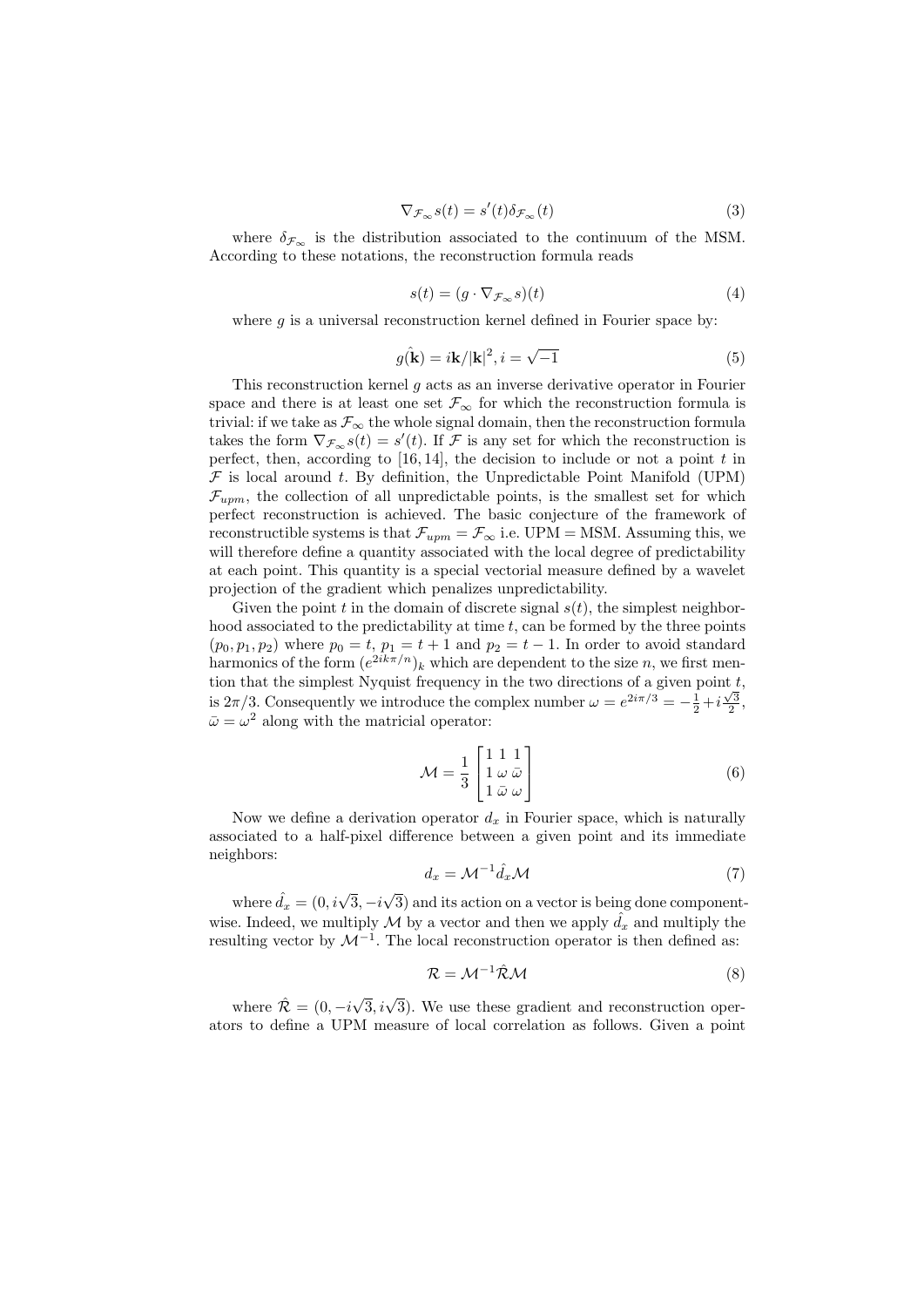$$\nabla_{\mathcal{F}_\infty} s(t) = s'(t)\delta_{\mathcal{F}_\infty}(t) \tag{3}$$

where $\delta_{\mathcal{F}_\infty}$ is the distribution associated to the continuum of the MSM. According to these notations, the reconstruction formula reads

$$s(t) = (g \cdot \nabla_{\mathcal{F}_\infty} s)(t) \tag{4}$$

where $g$ is a universal reconstruction kernel defined in Fourier space by:

$$\hat{g(\mathbf{k})} = i\mathbf{k}/|\mathbf{k}|^2, i = \sqrt{-1} \tag{5}$$

This reconstruction kernel $g$ acts as an inverse derivative operator in Fourier space and there is at least one set $\mathcal{F}_\infty$ for which the reconstruction formula is trivial: if we take as $\mathcal{F}_\infty$ the whole signal domain, then the reconstruction formula takes the form $\nabla_{\mathcal{F}_\infty} s(t) = s'(t)$. If $\mathcal{F}$ is any set for which the reconstruction is perfect, then, according to [16, 14], the decision to include or not a point $t$ in $\mathcal{F}$ is local around $t$. By definition, the Unpredictable Point Manifold (UPM) $\mathcal{F}_{upm}$, the collection of all unpredictable points, is the smallest set for which perfect reconstruction is achieved. The basic conjecture of the framework of reconstructible systems is that $\mathcal{F}_{upm} = \mathcal{F}_\infty$ i.e. UPM = MSM. Assuming this, we will therefore define a quantity associated with the local degree of predictability at each point. This quantity is a special vectorial measure defined by a wavelet projection of the gradient which penalizes unpredictability.

Given the point $t$ in the domain of discrete signal $s(t)$, the simplest neighborhood associated to the predictability at time $t$, can be formed by the three points $(p_0, p_1, p_2)$ where $p_0 = t$, $p_1 = t + 1$ and $p_2 = t - 1$. In order to avoid standard harmonics of the form $(e^{2ik\pi/n})_k$ which are dependent to the size $n$, we first mention that the simplest Nyquist frequency in the two directions of a given point $t$, is $2\pi/3$. Consequently we introduce the complex number $\omega = e^{2i\pi/3} = -\frac{1}{2} + i\frac{\sqrt{3}}{2}$, $\bar{\omega} = \omega^2$ along with the matricial operator:

$$\mathcal{M} = \frac{1}{3}\begin{bmatrix} 1 & 1 & 1 \\ 1 & \omega & \bar{\omega} \\ 1 & \bar{\omega} & \omega \end{bmatrix} \tag{6}$$

Now we define a derivation operator $d_x$ in Fourier space, which is naturally associated to a half-pixel difference between a given point and its immediate neighbors:

$$d_x = \mathcal{M}^{-1}\hat{d_x}\mathcal{M} \tag{7}$$

where $\hat{d_x} = (0, i\sqrt{3}, -i\sqrt{3})$ and its action on a vector is being done componentwise. Indeed, we multiply $\mathcal{M}$ by a vector and then we apply $\hat{d_x}$ and multiply the resulting vector by $\mathcal{M}^{-1}$. The local reconstruction operator is then defined as:

$$\mathcal{R} = \mathcal{M}^{-1}\hat{\mathcal{R}}\mathcal{M} \tag{8}$$

where $\hat{\mathcal{R}} = (0, -i\sqrt{3}, i\sqrt{3})$. We use these gradient and reconstruction operators to define a UPM measure of local correlation as follows. Given a point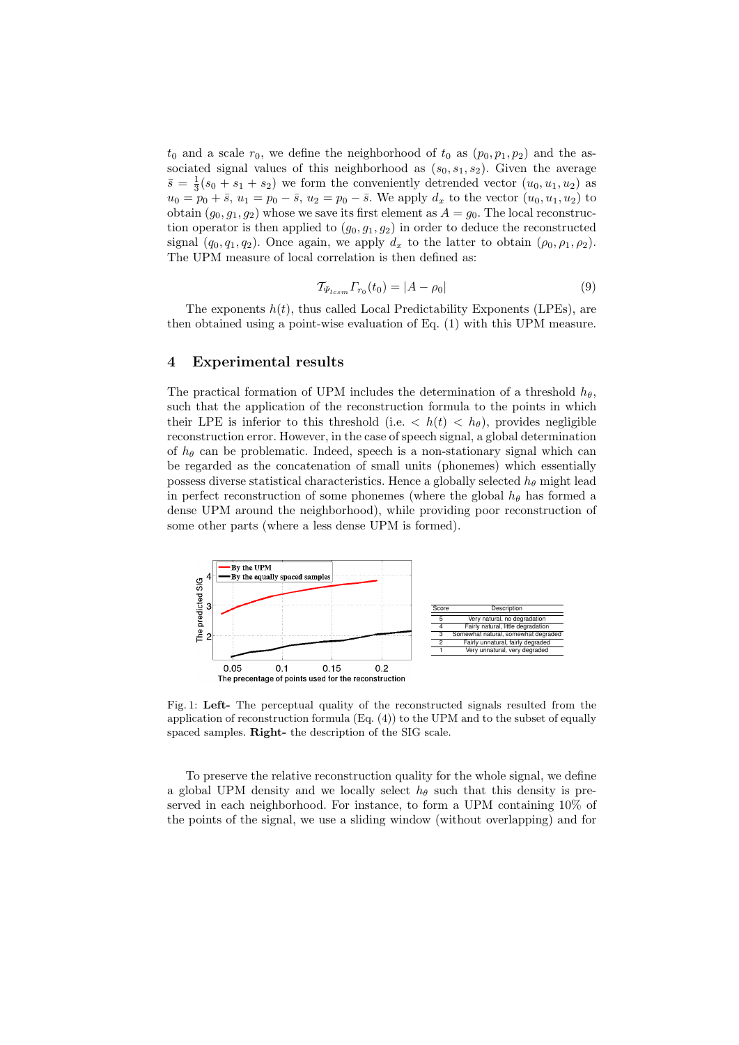$t_0$ and a scale $r_0$, we define the neighborhood of $t_0$ as $(p_0, p_1, p_2)$ and the associated signal values of this neighborhood as $(s_0, s_1, s_2)$. Given the average $\bar{s} = \frac{1}{3}(s_0 + s_1 + s_2)$ we form the conveniently detrended vector $(u_0, u_1, u_2)$ as $u_0 = p_0 + \bar{s}$, $u_1 = p_0 - \bar{s}$, $u_2 = p_0 - \bar{s}$. We apply $d_x$ to the vector $(u_0, u_1, u_2)$ to obtain $(g_0, g_1, g_2)$ whose we save its first element as $A = g_0$. The local reconstruction operator is then applied to $(g_0, g_1, g_2)$ in order to deduce the reconstructed signal $(q_0, q_1, q_2)$. Once again, we apply $d_x$ to the latter to obtain $(\rho_0, \rho_1, \rho_2)$. The UPM measure of local correlation is then defined as:

$$\mathcal{T}_{\Psi_{lcsm}} \Gamma_{r_0}(t_0) = |A - \rho_0| \tag{9}$$

The exponents $h(t)$, thus called Local Predictability Exponents (LPEs), are then obtained using a point-wise evaluation of Eq. (1) with this UPM measure.

## 4 Experimental results

The practical formation of UPM includes the determination of a threshold $h_\theta$, such that the application of the reconstruction formula to the points in which their LPE is inferior to this threshold (i.e. $< h(t) < h_\theta$), provides negligible reconstruction error. However, in the case of speech signal, a global determination of $h_\theta$ can be problematic. Indeed, speech is a non-stationary signal which can be regarded as the concatenation of small units (phonemes) which essentially possess diverse statistical characteristics. Hence a globally selected $h_\theta$ might lead in perfect reconstruction of some phonemes (where the global $h_\theta$ has formed a dense UPM around the neighborhood), while providing poor reconstruction of some other parts (where a less dense UPM is formed).

| Score | Description |
|---|---|
| 5 | Very natural, no degradation |
| 4 | Fairly natural, little degradation |
| 3 | Somewhat natural, somewhat degraded |
| 2 | Fairly unnatural, fairly degraded |
| 1 | Very unnatural, very degraded |

Fig. 1: **Left-** The perceptual quality of the reconstructed signals resulted from the application of reconstruction formula (Eq. (4)) to the UPM and to the subset of equally spaced samples. **Right-** the description of the SIG scale.

To preserve the relative reconstruction quality for the whole signal, we define a global UPM density and we locally select $h_\theta$ such that this density is preserved in each neighborhood. For instance, to form a UPM containing 10% of the points of the signal, we use a sliding window (without overlapping) and for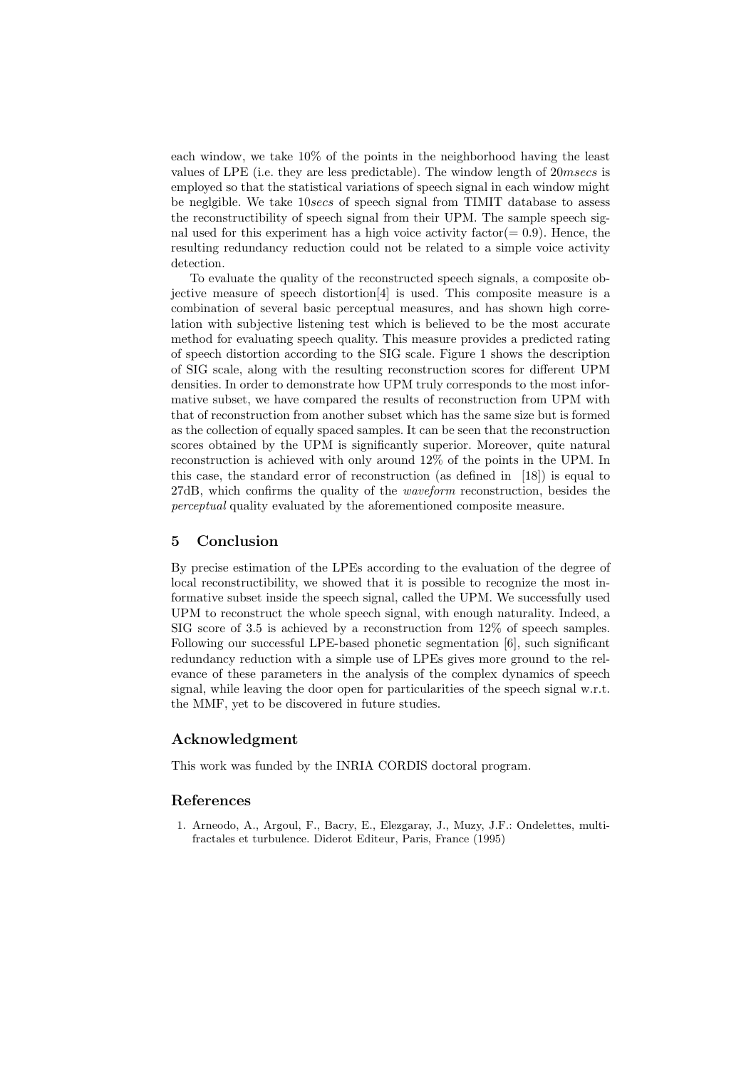each window, we take 10% of the points in the neighborhood having the least values of LPE (i.e. they are less predictable). The window length of 20*msecs* is employed so that the statistical variations of speech signal in each window might be neglgible. We take 10*secs* of speech signal from TIMIT database to assess the reconstructibility of speech signal from their UPM. The sample speech signal used for this experiment has a high voice activity factor($= 0.9$). Hence, the resulting redundancy reduction could not be related to a simple voice activity detection.

To evaluate the quality of the reconstructed speech signals, a composite objective measure of speech distortion[4] is used. This composite measure is a combination of several basic perceptual measures, and has shown high correlation with subjective listening test which is believed to be the most accurate method for evaluating speech quality. This measure provides a predicted rating of speech distortion according to the SIG scale. Figure 1 shows the description of SIG scale, along with the resulting reconstruction scores for different UPM densities. In order to demonstrate how UPM truly corresponds to the most informative subset, we have compared the results of reconstruction from UPM with that of reconstruction from another subset which has the same size but is formed as the collection of equally spaced samples. It can be seen that the reconstruction scores obtained by the UPM is significantly superior. Moreover, quite natural reconstruction is achieved with only around 12% of the points in the UPM. In this case, the standard error of reconstruction (as defined in [18]) is equal to 27dB, which confirms the quality of the *waveform* reconstruction, besides the *perceptual* quality evaluated by the aforementioned composite measure.

## 5 Conclusion

By precise estimation of the LPEs according to the evaluation of the degree of local reconstructibility, we showed that it is possible to recognize the most informative subset inside the speech signal, called the UPM. We successfully used UPM to reconstruct the whole speech signal, with enough naturality. Indeed, a SIG score of 3.5 is achieved by a reconstruction from 12% of speech samples. Following our successful LPE-based phonetic segmentation [6], such significant redundancy reduction with a simple use of LPEs gives more ground to the relevance of these parameters in the analysis of the complex dynamics of speech signal, while leaving the door open for particularities of the speech signal w.r.t. the MMF, yet to be discovered in future studies.

## Acknowledgment

This work was funded by the INRIA CORDIS doctoral program.

## References

1. Arneodo, A., Argoul, F., Bacry, E., Elezgaray, J., Muzy, J.F.: Ondelettes, multifractales et turbulence. Diderot Editeur, Paris, France (1995)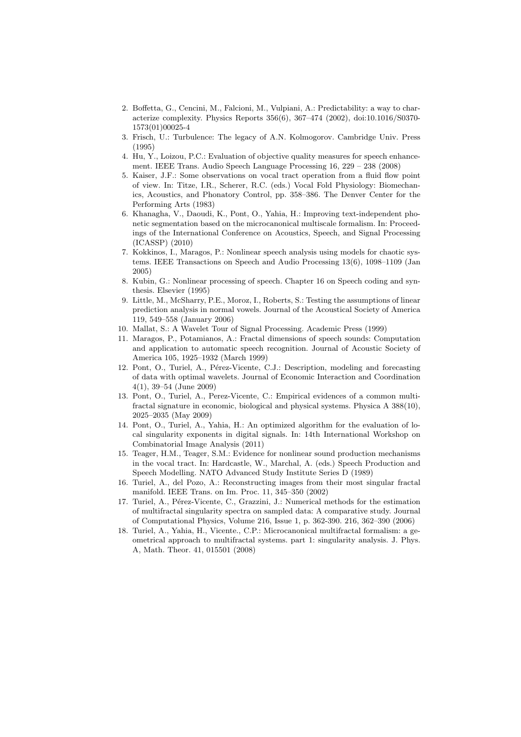2. Boffetta, G., Cencini, M., Falcioni, M., Vulpiani, A.: Predictability: a way to characterize complexity. Physics Reports 356(6), 367–474 (2002), doi:10.1016/S0370-1573(01)00025-4
3. Frisch, U.: Turbulence: The legacy of A.N. Kolmogorov. Cambridge Univ. Press (1995)
4. Hu, Y., Loizou, P.C.: Evaluation of objective quality measures for speech enhancement. IEEE Trans. Audio Speech Language Processing 16, 229 – 238 (2008)
5. Kaiser, J.F.: Some observations on vocal tract operation from a fluid flow point of view. In: Titze, I.R., Scherer, R.C. (eds.) Vocal Fold Physiology: Biomechanics, Acoustics, and Phonatory Control, pp. 358–386. The Denver Center for the Performing Arts (1983)
6. Khanagha, V., Daoudi, K., Pont, O., Yahia, H.: Improving text-independent phonetic segmentation based on the microcanonical multiscale formalism. In: Proceedings of the International Conference on Acoustics, Speech, and Signal Processing (ICASSP) (2010)
7. Kokkinos, I., Maragos, P.: Nonlinear speech analysis using models for chaotic systems. IEEE Transactions on Speech and Audio Processing 13(6), 1098–1109 (Jan 2005)
8. Kubin, G.: Nonlinear processing of speech. Chapter 16 on Speech coding and synthesis. Elsevier (1995)
9. Little, M., McSharry, P.E., Moroz, I., Roberts, S.: Testing the assumptions of linear prediction analysis in normal vowels. Journal of the Acoustical Society of America 119, 549–558 (January 2006)
10. Mallat, S.: A Wavelet Tour of Signal Processing. Academic Press (1999)
11. Maragos, P., Potamianos, A.: Fractal dimensions of speech sounds: Computation and application to automatic speech recognition. Journal of Acoustic Society of America 105, 1925–1932 (March 1999)
12. Pont, O., Turiel, A., Pérez-Vicente, C.J.: Description, modeling and forecasting of data with optimal wavelets. Journal of Economic Interaction and Coordination 4(1), 39–54 (June 2009)
13. Pont, O., Turiel, A., Perez-Vicente, C.: Empirical evidences of a common multifractal signature in economic, biological and physical systems. Physica A 388(10), 2025–2035 (May 2009)
14. Pont, O., Turiel, A., Yahia, H.: An optimized algorithm for the evaluation of local singularity exponents in digital signals. In: 14th International Workshop on Combinatorial Image Analysis (2011)
15. Teager, H.M., Teager, S.M.: Evidence for nonlinear sound production mechanisms in the vocal tract. In: Hardcastle, W., Marchal, A. (eds.) Speech Production and Speech Modelling. NATO Advanced Study Institute Series D (1989)
16. Turiel, A., del Pozo, A.: Reconstructing images from their most singular fractal manifold. IEEE Trans. on Im. Proc. 11, 345–350 (2002)
17. Turiel, A., Pérez-Vicente, C., Grazzini, J.: Numerical methods for the estimation of multifractal singularity spectra on sampled data: A comparative study. Journal of Computational Physics, Volume 216, Issue 1, p. 362-390. 216, 362–390 (2006)
18. Turiel, A., Yahia, H., Vicente., C.P.: Microcanonical multifractal formalism: a geometrical approach to multifractal systems. part 1: singularity analysis. J. Phys. A, Math. Theor. 41, 015501 (2008)